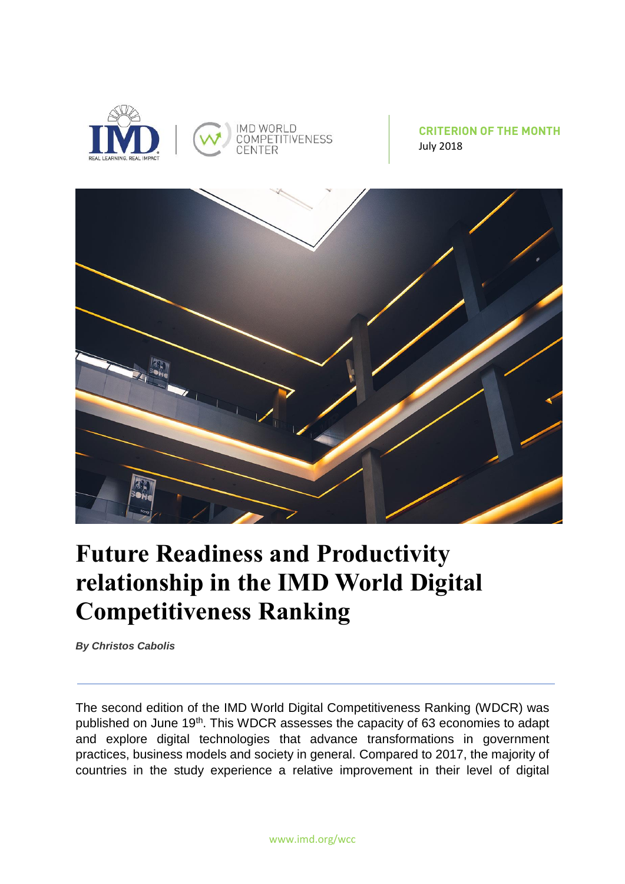IMD | IMD WORLD COMPETITIVENESS CENTER

**CRITERION OF THE MONTH**
July 2018

# Future Readiness and Productivity relationship in the IMD World Digital Competitiveness Ranking

***By Christos Cabolis***

---

The second edition of the IMD World Digital Competitiveness Ranking (WDCR) was published on June 19th. This WDCR assesses the capacity of 63 economies to adapt and explore digital technologies that advance transformations in government practices, business models and society in general. Compared to 2017, the majority of countries in the study experience a relative improvement in their level of digital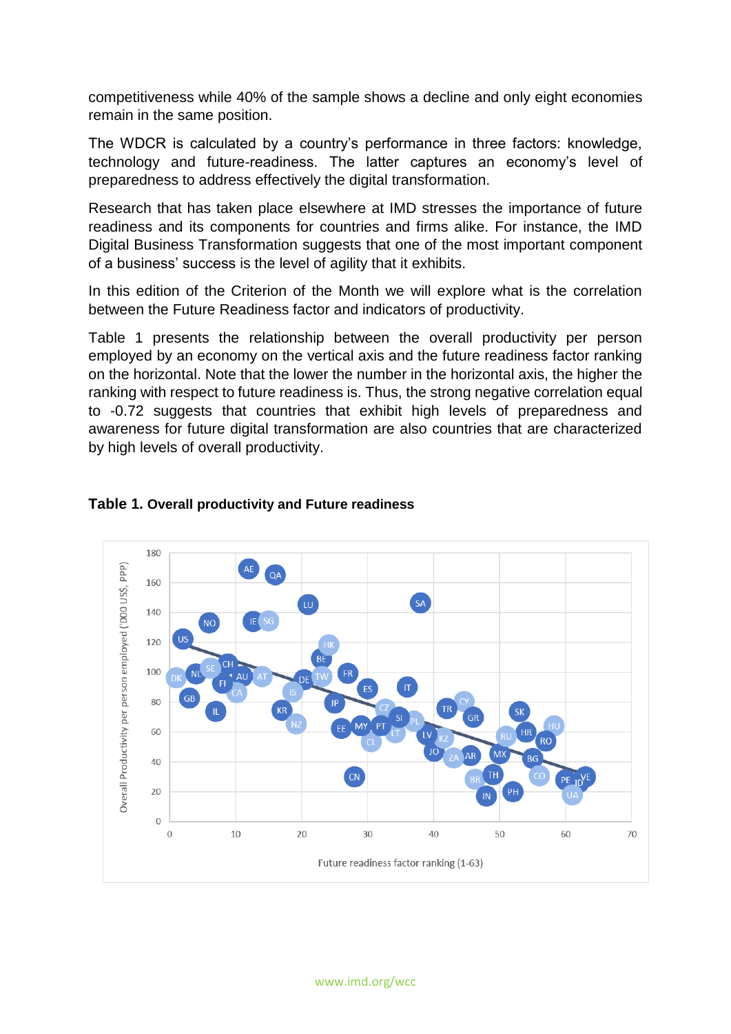competitiveness while 40% of the sample shows a decline and only eight economies remain in the same position.

The WDCR is calculated by a country's performance in three factors: knowledge, technology and future-readiness. The latter captures an economy's level of preparedness to address effectively the digital transformation.

Research that has taken place elsewhere at IMD stresses the importance of future readiness and its components for countries and firms alike. For instance, the IMD Digital Business Transformation suggests that one of the most important component of a business' success is the level of agility that it exhibits.

In this edition of the Criterion of the Month we will explore what is the correlation between the Future Readiness factor and indicators of productivity.

Table 1 presents the relationship between the overall productivity per person employed by an economy on the vertical axis and the future readiness factor ranking on the horizontal. Note that the lower the number in the horizontal axis, the higher the ranking with respect to future readiness is. Thus, the strong negative correlation equal to -0.72 suggests that countries that exhibit high levels of preparedness and awareness for future digital transformation are also countries that are characterized by high levels of overall productivity.

**Table 1. Overall productivity and Future readiness**

Overall Productivity per person employed ('000 US$, PPP)

Future readiness factor ranking (1-63)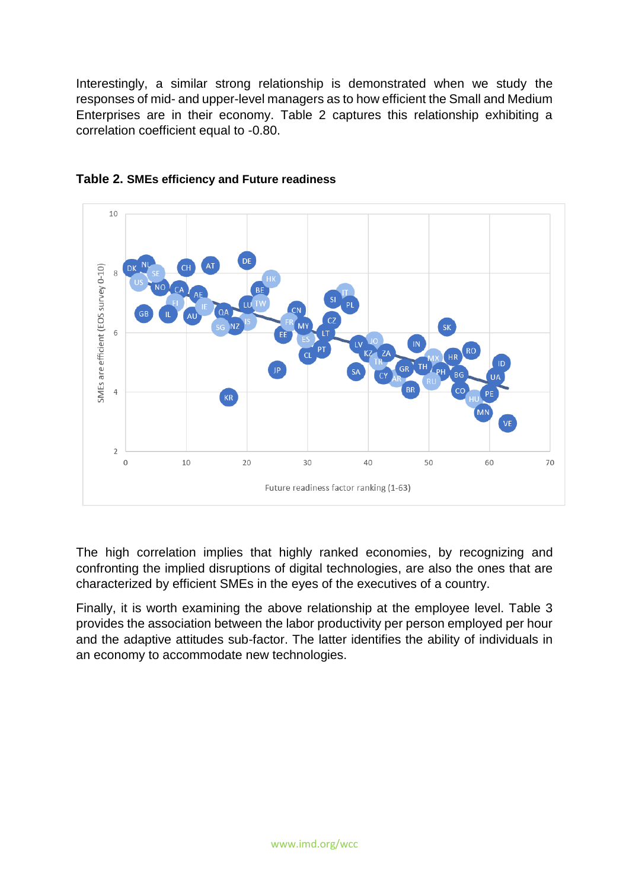Interestingly, a similar strong relationship is demonstrated when we study the responses of mid- and upper-level managers as to how efficient the Small and Medium Enterprises are in their economy. Table 2 captures this relationship exhibiting a correlation coefficient equal to -0.80.

**Table 2. SMEs efficiency and Future readiness**

The high correlation implies that highly ranked economies, by recognizing and confronting the implied disruptions of digital technologies, are also the ones that are characterized by efficient SMEs in the eyes of the executives of a country.

Finally, it is worth examining the above relationship at the employee level. Table 3 provides the association between the labor productivity per person employed per hour and the adaptive attitudes sub-factor. The latter identifies the ability of individuals in an economy to accommodate new technologies.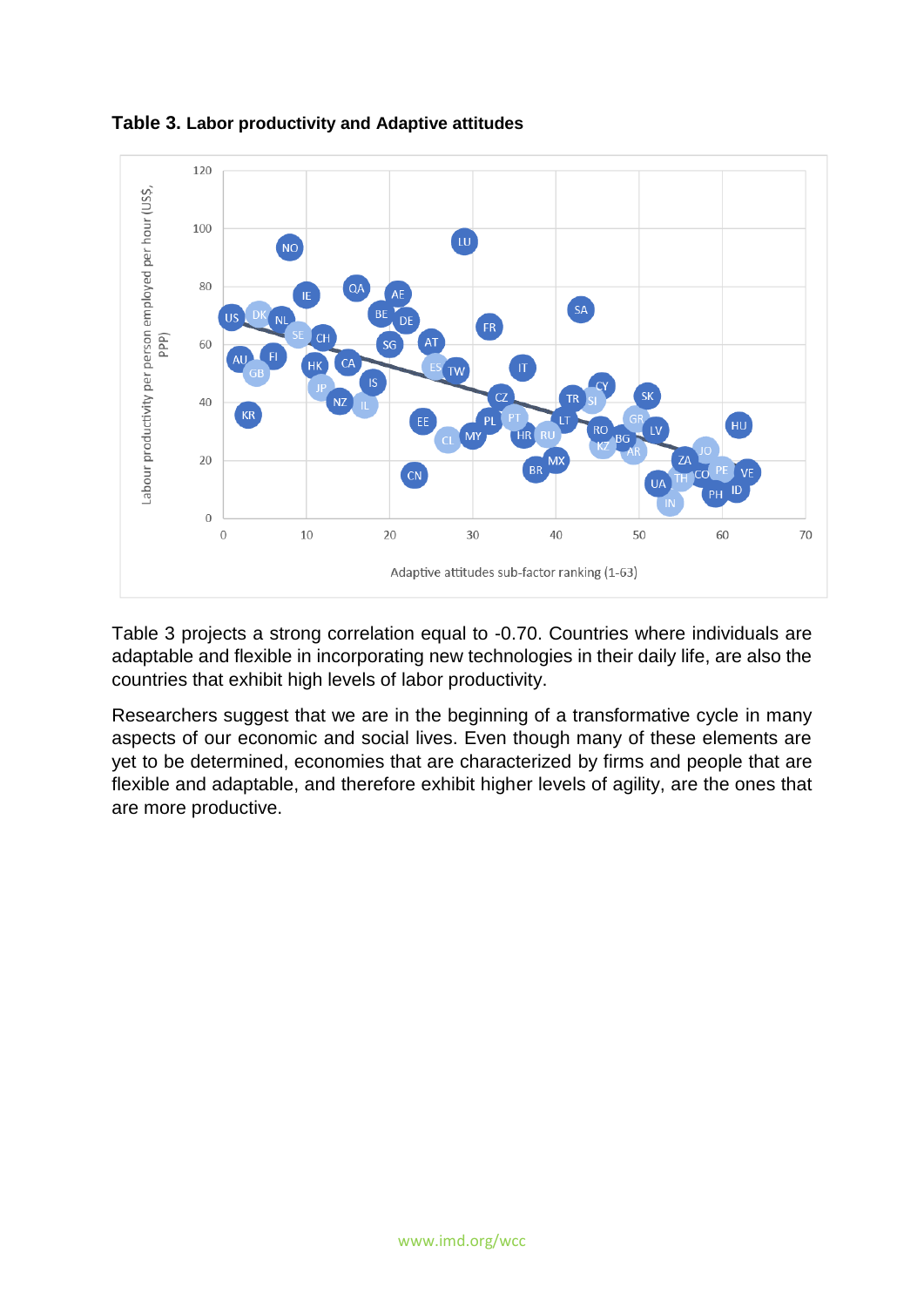**Table 3. Labor productivity and Adaptive attitudes**

Labour productivity per person employed per hour (US$, PPP)

120
100
80
60
40
20
0

0 10 20 30 40 50 60 70

Adaptive attitudes sub-factor ranking (1-63)

NO, LU, IE, QA, AE, US, DK, NL, BE, DE, SE, CH, SA, FR, SG, AT, AU, FI, GB, HK, CA, ES, TW, IT, IS, JP, NZ, IL, CZ, CY, TR, SI, SK, KR, EE, PL, PT, LT, GR, HU, CL, MY, HR, RU, RO, BG, LV, KZ, AR, JO, MX, ZA, BR, CN, CO, PE, VE, UA, TH, PH, ID, IN

Table 3 projects a strong correlation equal to -0.70. Countries where individuals are adaptable and flexible in incorporating new technologies in their daily life, are also the countries that exhibit high levels of labor productivity.

Researchers suggest that we are in the beginning of a transformative cycle in many aspects of our economic and social lives. Even though many of these elements are yet to be determined, economies that are characterized by firms and people that are flexible and adaptable, and therefore exhibit higher levels of agility, are the ones that are more productive.